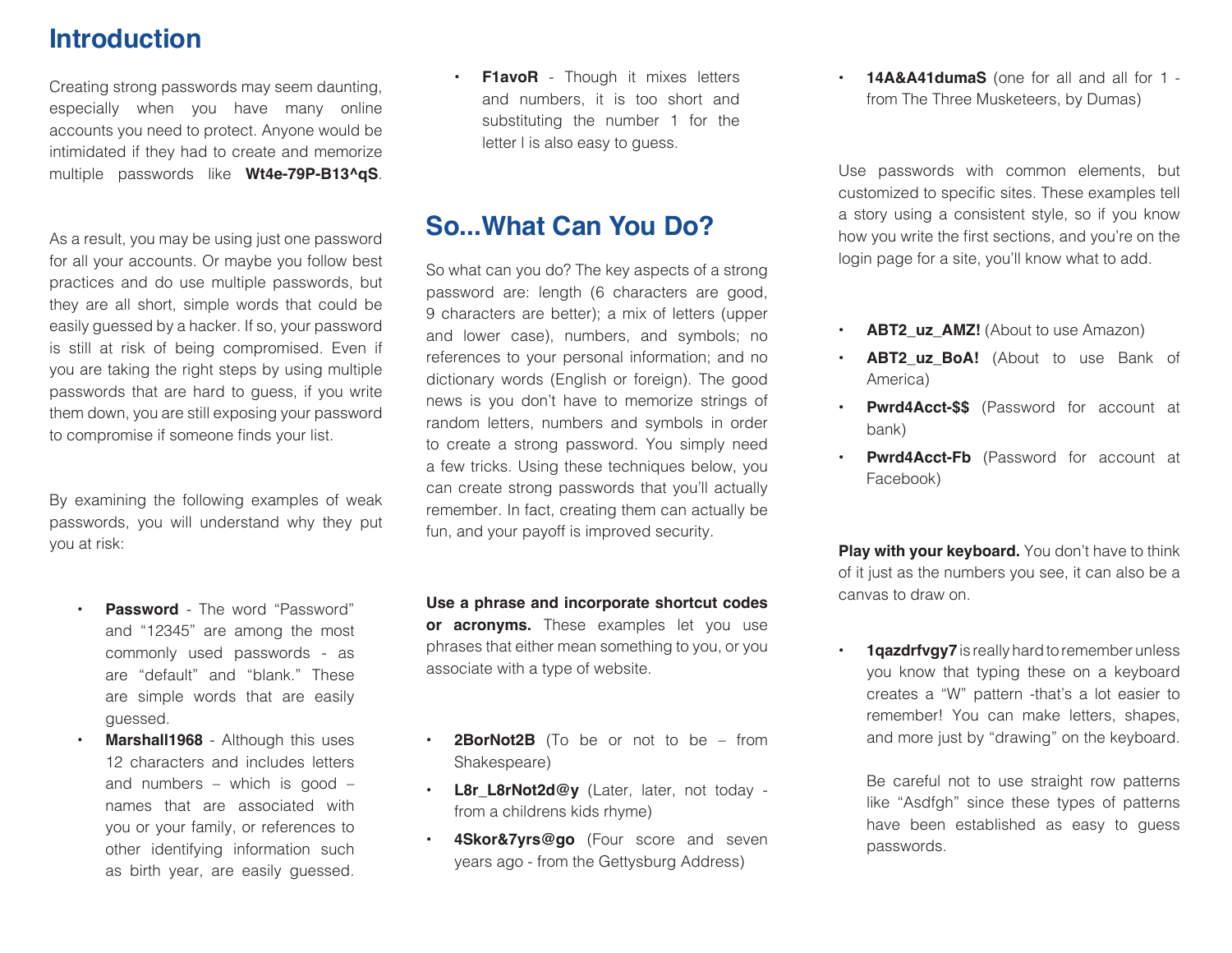## Introduction

Creating strong passwords may seem daunting, especially when you have many online accounts you need to protect. Anyone would be intimidated if they had to create and memorize multiple passwords like **Wt4e-79P-B13^qS**.

As a result, you may be using just one password for all your accounts. Or maybe you follow best practices and do use multiple passwords, but they are all short, simple words that could be easily guessed by a hacker. If so, your password is still at risk of being compromised. Even if you are taking the right steps by using multiple passwords that are hard to guess, if you write them down, you are still exposing your password to compromise if someone finds your list.

By examining the following examples of weak passwords, you will understand why they put you at risk:

- **Password** - The word "Password" and "12345" are among the most commonly used passwords - as are "default" and "blank." These are simple words that are easily guessed.
- **Marshall1968** - Although this uses 12 characters and includes letters and numbers – which is good – names that are associated with you or your family, or references to other identifying information such as birth year, are easily guessed.
- **F1avoR** - Though it mixes letters and numbers, it is too short and substituting the number 1 for the letter l is also easy to guess.

## So...What Can You Do?

So what can you do? The key aspects of a strong password are: length (6 characters are good, 9 characters are better); a mix of letters (upper and lower case), numbers, and symbols; no references to your personal information; and no dictionary words (English or foreign). The good news is you don't have to memorize strings of random letters, numbers and symbols in order to create a strong password. You simply need a few tricks. Using these techniques below, you can create strong passwords that you'll actually remember. In fact, creating them can actually be fun, and your payoff is improved security.

**Use a phrase and incorporate shortcut codes or acronyms.** These examples let you use phrases that either mean something to you, or you associate with a type of website.

- **2BorNot2B** (To be or not to be – from Shakespeare)
- **L8r_L8rNot2d@y** (Later, later, not today - from a childrens kids rhyme)
- **4Skor&7yrs@go** (Four score and seven years ago - from the Gettysburg Address)
- **14A&A41dumaS** (one for all and all for 1 - from The Three Musketeers, by Dumas)

Use passwords with common elements, but customized to specific sites. These examples tell a story using a consistent style, so if you know how you write the first sections, and you're on the login page for a site, you'll know what to add.

- **ABT2_uz_AMZ!** (About to use Amazon)
- **ABT2_uz_BoA!** (About to use Bank of America)
- **Pwrd4Acct-$$** (Password for account at bank)
- **Pwrd4Acct-Fb** (Password for account at Facebook)

**Play with your keyboard.** You don't have to think of it just as the numbers you see, it can also be a canvas to draw on.

- **1qazdrfvgy7** is really hard to remember unless you know that typing these on a keyboard creates a "W" pattern -that's a lot easier to remember! You can make letters, shapes, and more just by "drawing" on the keyboard.

  Be careful not to use straight row patterns like "Asdfgh" since these types of patterns have been established as easy to guess passwords.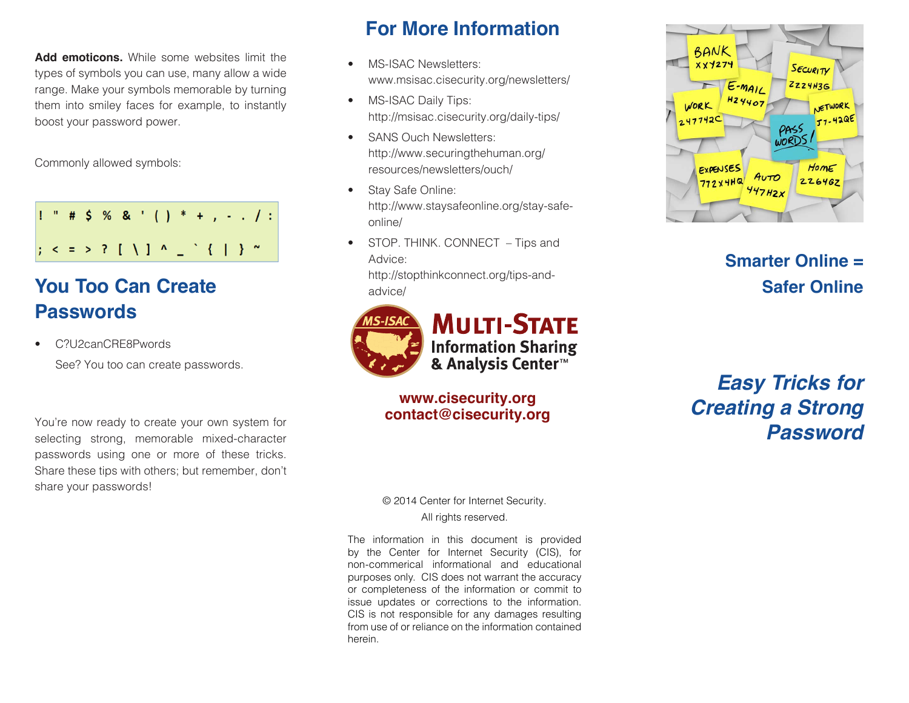**Add emoticons.** While some websites limit the types of symbols you can use, many allow a wide range. Make your symbols memorable by turning them into smiley faces for example, to instantly boost your password power.

Commonly allowed symbols:

```
! " # $ % & ' ( ) * + , - . / :
; < = > ? [ \ ] ^ _ ` { | } ~
```

## You Too Can Create Passwords

- C?U2canCRE8Pwords

  See? You too can create passwords.

You're now ready to create your own system for selecting strong, memorable mixed-character passwords using one or more of these tricks. Share these tips with others; but remember, don't share your passwords!

## For More Information

- MS-ISAC Newsletters: www.msisac.cisecurity.org/newsletters/
- MS-ISAC Daily Tips: http://msisac.cisecurity.org/daily-tips/
- SANS Ouch Newsletters: http://www.securingthehuman.org/resources/newsletters/ouch/
- Stay Safe Online: http://www.staysafeonline.org/stay-safe-online/
- STOP. THINK. CONNECT – Tips and Advice: http://stopthinkconnect.org/tips-and-advice/

MS-ISAC MULTI-STATE Information Sharing & Analysis Center™

**www.cisecurity.org**
**contact@cisecurity.org**

© 2014 Center for Internet Security.
All rights reserved.

The information in this document is provided by the Center for Internet Security (CIS), for non-commerical informational and educational purposes only. CIS does not warrant the accuracy or completeness of the information or commit to issue updates or corrections to the information. CIS is not responsible for any damages resulting from use of or reliance on the information contained herein.

## Smarter Online = Safer Online

## *Easy Tricks for Creating a Strong Password*